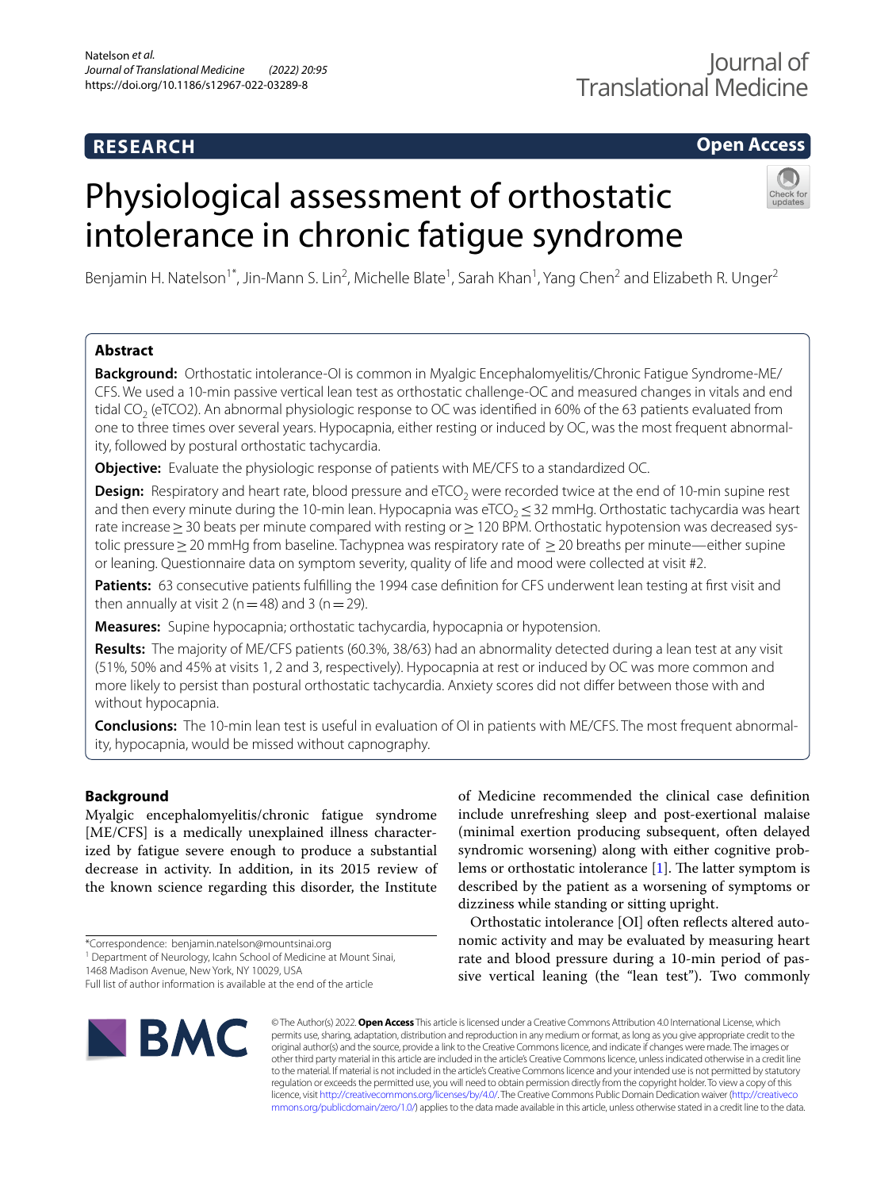RESEARCH

Open Access

# Physiological assessment of orthostatic intolerance in chronic fatigue syndrome

Benjamin H. Natelson[1*], Jin-Mann S. Lin[2], Michelle Blate[1], Sarah Khan[1], Yang Chen[2] and Elizabeth R. Unger[2]

## Abstract

**Background:** Orthostatic intolerance-OI is common in Myalgic Encephalomyelitis/Chronic Fatigue Syndrome-ME/CFS. We used a 10-min passive vertical lean test as orthostatic challenge-OC and measured changes in vitals and end tidal $CO_2$ (eTCO2). An abnormal physiologic response to OC was identified in 60% of the 63 patients evaluated from one to three times over several years. Hypocapnia, either resting or induced by OC, was the most frequent abnormality, followed by postural orthostatic tachycardia.

**Objective:** Evaluate the physiologic response of patients with ME/CFS to a standardized OC.

**Design:** Respiratory and heart rate, blood pressure and $eTCO_2$ were recorded twice at the end of 10-min supine rest and then every minute during the 10-min lean. Hypocapnia was $eTCO_2 \leq 32$ mmHg. Orthostatic tachycardia was heart rate increase ≥ 30 beats per minute compared with resting or ≥ 120 BPM. Orthostatic hypotension was decreased systolic pressure ≥ 20 mmHg from baseline. Tachypnea was respiratory rate of ≥ 20 breaths per minute—either supine or leaning. Questionnaire data on symptom severity, quality of life and mood were collected at visit #2.

**Patients:** 63 consecutive patients fulfilling the 1994 case definition for CFS underwent lean testing at first visit and then annually at visit 2 (n = 48) and 3 (n = 29).

**Measures:** Supine hypocapnia; orthostatic tachycardia, hypocapnia or hypotension.

**Results:** The majority of ME/CFS patients (60.3%, 38/63) had an abnormality detected during a lean test at any visit (51%, 50% and 45% at visits 1, 2 and 3, respectively). Hypocapnia at rest or induced by OC was more common and more likely to persist than postural orthostatic tachycardia. Anxiety scores did not differ between those with and without hypocapnia.

**Conclusions:** The 10-min lean test is useful in evaluation of OI in patients with ME/CFS. The most frequent abnormality, hypocapnia, would be missed without capnography.

## Background

Myalgic encephalomyelitis/chronic fatigue syndrome [ME/CFS] is a medically unexplained illness characterized by fatigue severe enough to produce a substantial decrease in activity. In addition, in its 2015 review of the known science regarding this disorder, the Institute of Medicine recommended the clinical case definition include unrefreshing sleep and post-exertional malaise (minimal exertion producing subsequent, often delayed syndromic worsening) along with either cognitive problems or orthostatic intolerance [1]. The latter symptom is described by the patient as a worsening of symptoms or dizziness while standing or sitting upright.

Orthostatic intolerance [OI] often reflects altered autonomic activity and may be evaluated by measuring heart rate and blood pressure during a 10-min period of passive vertical leaning (the "lean test"). Two commonly

*Correspondence: benjamin.natelson@mountsinai.org
[1] Department of Neurology, Icahn School of Medicine at Mount Sinai, 1468 Madison Avenue, New York, NY 10029, USA
Full list of author information is available at the end of the article

© The Author(s) 2022. **Open Access** This article is licensed under a Creative Commons Attribution 4.0 International License, which permits use, sharing, adaptation, distribution and reproduction in any medium or format, as long as you give appropriate credit to the original author(s) and the source, provide a link to the Creative Commons licence, and indicate if changes were made. The images or other third party material in this article are included in the article's Creative Commons licence, unless indicated otherwise in a credit line to the material. If material is not included in the article's Creative Commons licence and your intended use is not permitted by statutory regulation or exceeds the permitted use, you will need to obtain permission directly from the copyright holder. To view a copy of this licence, visit http://creativecommons.org/licenses/by/4.0/. The Creative Commons Public Domain Dedication waiver (http://creativecommons.org/publicdomain/zero/1.0/) applies to the data made available in this article, unless otherwise stated in a credit line to the data.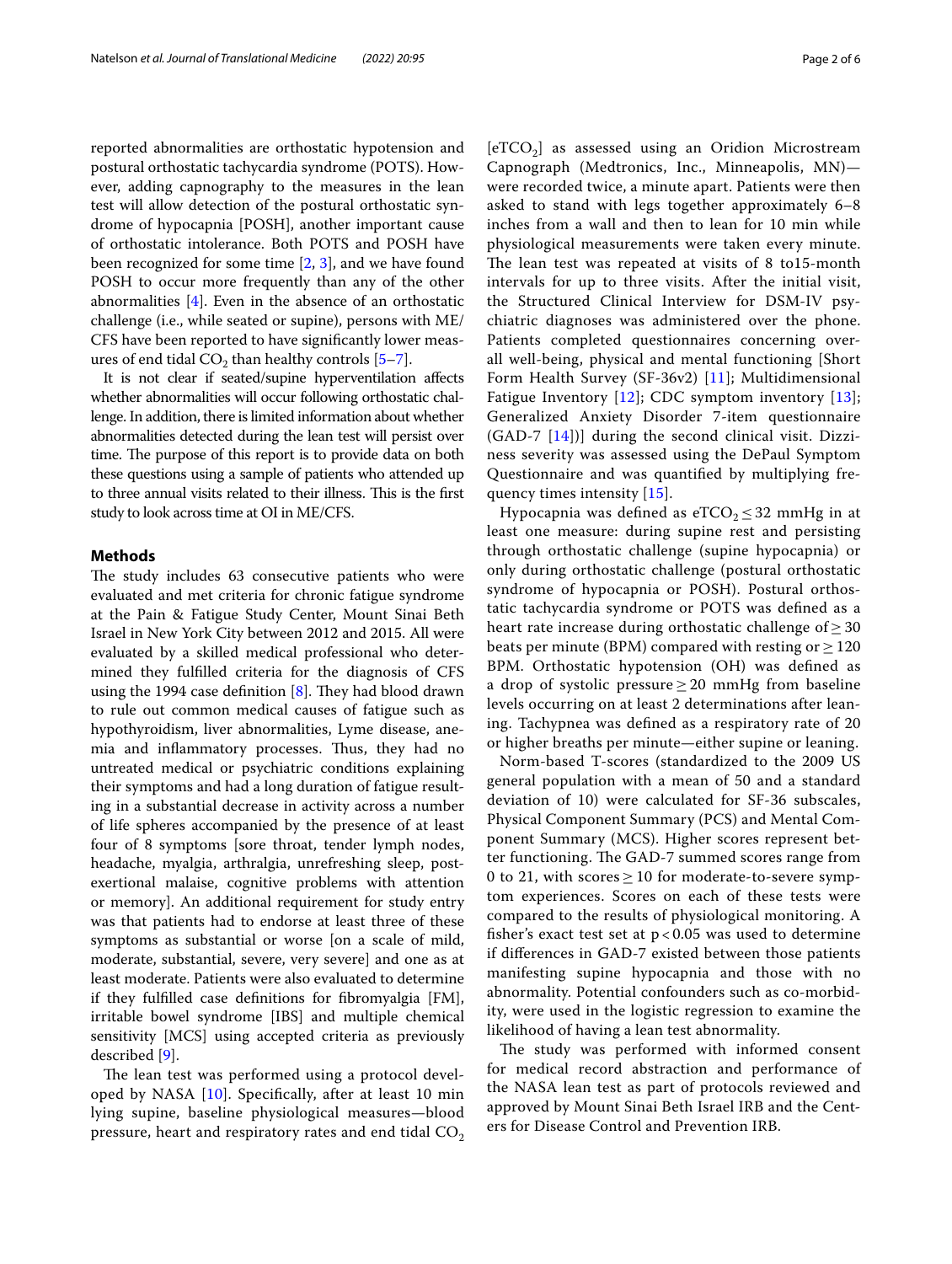reported abnormalities are orthostatic hypotension and postural orthostatic tachycardia syndrome (POTS). However, adding capnography to the measures in the lean test will allow detection of the postural orthostatic syndrome of hypocapnia [POSH], another important cause of orthostatic intolerance. Both POTS and POSH have been recognized for some time [2, 3], and we have found POSH to occur more frequently than any of the other abnormalities [4]. Even in the absence of an orthostatic challenge (i.e., while seated or supine), persons with ME/CFS have been reported to have significantly lower measures of end tidal $CO_2$ than healthy controls [5–7].

It is not clear if seated/supine hyperventilation affects whether abnormalities will occur following orthostatic challenge. In addition, there is limited information about whether abnormalities detected during the lean test will persist over time. The purpose of this report is to provide data on both these questions using a sample of patients who attended up to three annual visits related to their illness. This is the first study to look across time at OI in ME/CFS.

## Methods

The study includes 63 consecutive patients who were evaluated and met criteria for chronic fatigue syndrome at the Pain & Fatigue Study Center, Mount Sinai Beth Israel in New York City between 2012 and 2015. All were evaluated by a skilled medical professional who determined they fulfilled criteria for the diagnosis of CFS using the 1994 case definition [8]. They had blood drawn to rule out common medical causes of fatigue such as hypothyroidism, liver abnormalities, Lyme disease, anemia and inflammatory processes. Thus, they had no untreated medical or psychiatric conditions explaining their symptoms and had a long duration of fatigue resulting in a substantial decrease in activity across a number of life spheres accompanied by the presence of at least four of 8 symptoms [sore throat, tender lymph nodes, headache, myalgia, arthralgia, unrefreshing sleep, post-exertional malaise, cognitive problems with attention or memory]. An additional requirement for study entry was that patients had to endorse at least three of these symptoms as substantial or worse [on a scale of mild, moderate, substantial, severe, very severe] and one as at least moderate. Patients were also evaluated to determine if they fulfilled case definitions for fibromyalgia [FM], irritable bowel syndrome [IBS] and multiple chemical sensitivity [MCS] using accepted criteria as previously described [9].

The lean test was performed using a protocol developed by NASA [10]. Specifically, after at least 10 min lying supine, baseline physiological measures—blood pressure, heart and respiratory rates and end tidal $CO_2$ [$eTCO_2$] as assessed using an Oridion Microstream Capnograph (Medtronics, Inc., Minneapolis, MN)—were recorded twice, a minute apart. Patients were then asked to stand with legs together approximately 6–8 inches from a wall and then to lean for 10 min while physiological measurements were taken every minute. The lean test was repeated at visits of 8 to15-month intervals for up to three visits. After the initial visit, the Structured Clinical Interview for DSM-IV psychiatric diagnoses was administered over the phone. Patients completed questionnaires concerning overall well-being, physical and mental functioning [Short Form Health Survey (SF-36v2) [11]; Multidimensional Fatigue Inventory [12]; CDC symptom inventory [13]; Generalized Anxiety Disorder 7-item questionnaire (GAD-7 [14])] during the second clinical visit. Dizziness severity was assessed using the DePaul Symptom Questionnaire and was quantified by multiplying frequency times intensity [15].

Hypocapnia was defined as $eTCO_2 \leq 32$ mmHg in at least one measure: during supine rest and persisting through orthostatic challenge (supine hypocapnia) or only during orthostatic challenge (postural orthostatic syndrome of hypocapnia or POSH). Postural orthostatic tachycardia syndrome or POTS was defined as a heart rate increase during orthostatic challenge of $\geq 30$ beats per minute (BPM) compared with resting or $\geq 120$ BPM. Orthostatic hypotension (OH) was defined as a drop of systolic pressure $\geq 20$ mmHg from baseline levels occurring on at least 2 determinations after leaning. Tachypnea was defined as a respiratory rate of 20 or higher breaths per minute—either supine or leaning.

Norm-based T-scores (standardized to the 2009 US general population with a mean of 50 and a standard deviation of 10) were calculated for SF-36 subscales, Physical Component Summary (PCS) and Mental Component Summary (MCS). Higher scores represent better functioning. The GAD-7 summed scores range from 0 to 21, with scores $\geq 10$ for moderate-to-severe symptom experiences. Scores on each of these tests were compared to the results of physiological monitoring. A fisher's exact test set at $p < 0.05$ was used to determine if differences in GAD-7 existed between those patients manifesting supine hypocapnia and those with no abnormality. Potential confounders such as co-morbidity, were used in the logistic regression to examine the likelihood of having a lean test abnormality.

The study was performed with informed consent for medical record abstraction and performance of the NASA lean test as part of protocols reviewed and approved by Mount Sinai Beth Israel IRB and the Centers for Disease Control and Prevention IRB.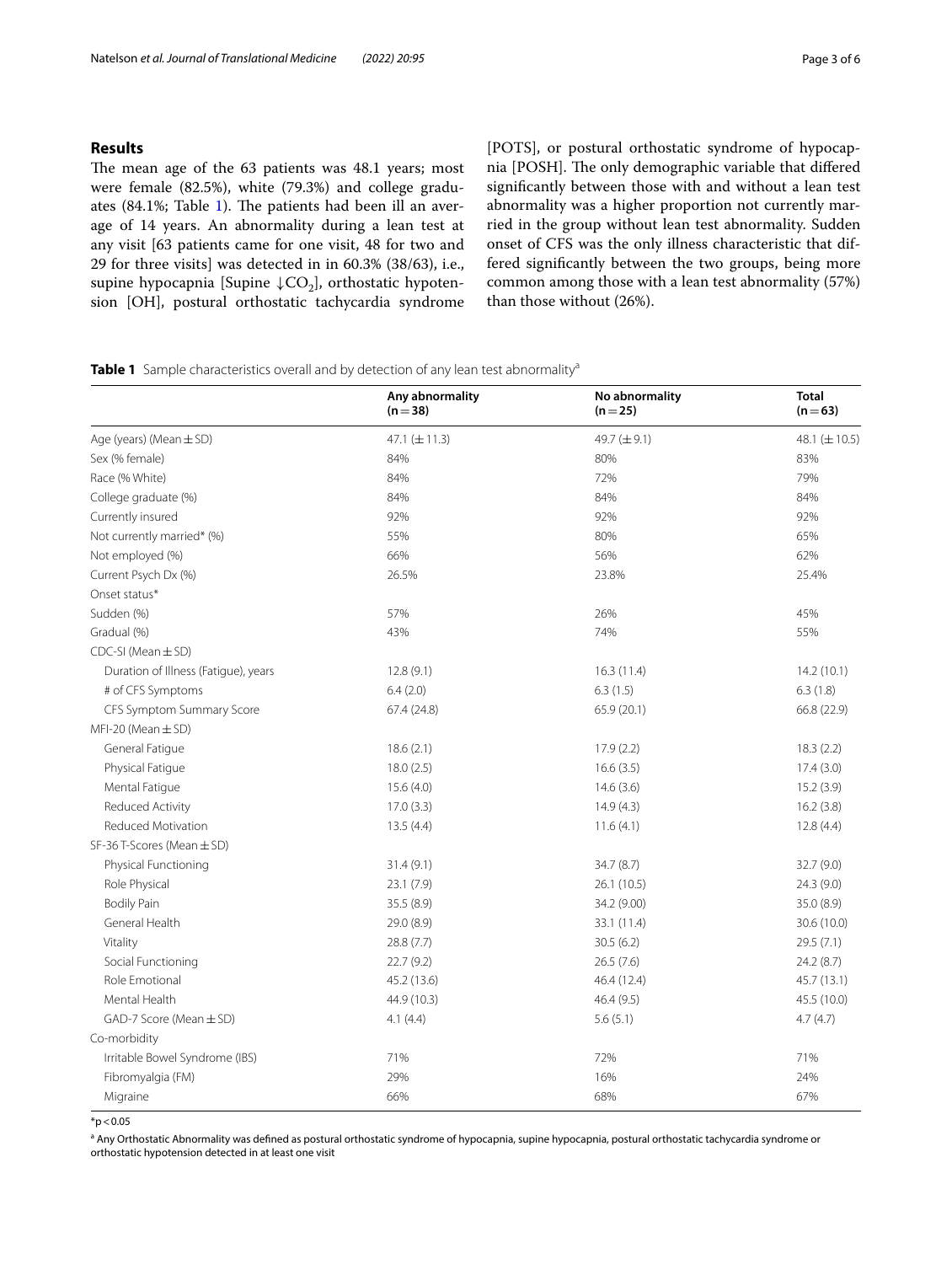## Results

The mean age of the 63 patients was 48.1 years; most were female (82.5%), white (79.3%) and college graduates (84.1%; Table 1). The patients had been ill an average of 14 years. An abnormality during a lean test at any visit [63 patients came for one visit, 48 for two and 29 for three visits] was detected in in 60.3% (38/63), i.e., supine hypocapnia [Supine $\downarrow CO_2$], orthostatic hypotension [OH], postural orthostatic tachycardia syndrome [POTS], or postural orthostatic syndrome of hypocapnia [POSH]. The only demographic variable that differed significantly between those with and without a lean test abnormality was a higher proportion not currently married in the group without lean test abnormality. Sudden onset of CFS was the only illness characteristic that differed significantly between the two groups, being more common among those with a lean test abnormality (57%) than those without (26%).

**Table 1** Sample characteristics overall and by detection of any lean test abnormality[a]

| | Any abnormality (n = 38) | No abnormality (n = 25) | Total (n = 63) |
|---|---|---|---|
| Age (years) (Mean ± SD) | 47.1 (± 11.3) | 49.7 (± 9.1) | 48.1 (± 10.5) |
| Sex (% female) | 84% | 80% | 83% |
| Race (% White) | 84% | 72% | 79% |
| College graduate (%) | 84% | 84% | 84% |
| Currently insured | 92% | 92% | 92% |
| Not currently married* (%) | 55% | 80% | 65% |
| Not employed (%) | 66% | 56% | 62% |
| Current Psych Dx (%) | 26.5% | 23.8% | 25.4% |
| Onset status* | | | |
| Sudden (%) | 57% | 26% | 45% |
| Gradual (%) | 43% | 74% | 55% |
| CDC-SI (Mean ± SD) | | | |
| Duration of Illness (Fatigue), years | 12.8 (9.1) | 16.3 (11.4) | 14.2 (10.1) |
| # of CFS Symptoms | 6.4 (2.0) | 6.3 (1.5) | 6.3 (1.8) |
| CFS Symptom Summary Score | 67.4 (24.8) | 65.9 (20.1) | 66.8 (22.9) |
| MFI-20 (Mean ± SD) | | | |
| General Fatigue | 18.6 (2.1) | 17.9 (2.2) | 18.3 (2.2) |
| Physical Fatigue | 18.0 (2.5) | 16.6 (3.5) | 17.4 (3.0) |
| Mental Fatigue | 15.6 (4.0) | 14.6 (3.6) | 15.2 (3.9) |
| Reduced Activity | 17.0 (3.3) | 14.9 (4.3) | 16.2 (3.8) |
| Reduced Motivation | 13.5 (4.4) | 11.6 (4.1) | 12.8 (4.4) |
| SF-36 T-Scores (Mean ± SD) | | | |
| Physical Functioning | 31.4 (9.1) | 34.7 (8.7) | 32.7 (9.0) |
| Role Physical | 23.1 (7.9) | 26.1 (10.5) | 24.3 (9.0) |
| Bodily Pain | 35.5 (8.9) | 34.2 (9.00) | 35.0 (8.9) |
| General Health | 29.0 (8.9) | 33.1 (11.4) | 30.6 (10.0) |
| Vitality | 28.8 (7.7) | 30.5 (6.2) | 29.5 (7.1) |
| Social Functioning | 22.7 (9.2) | 26.5 (7.6) | 24.2 (8.7) |
| Role Emotional | 45.2 (13.6) | 46.4 (12.4) | 45.7 (13.1) |
| Mental Health | 44.9 (10.3) | 46.4 (9.5) | 45.5 (10.0) |
| GAD-7 Score (Mean ± SD) | 4.1 (4.4) | 5.6 (5.1) | 4.7 (4.7) |
| Co-morbidity | | | |
| Irritable Bowel Syndrome (IBS) | 71% | 72% | 71% |
| Fibromyalgia (FM) | 29% | 16% | 24% |
| Migraine | 66% | 68% | 67% |

*$p < 0.05$

[a] Any Orthostatic Abnormality was defined as postural orthostatic syndrome of hypocapnia, supine hypocapnia, postural orthostatic tachycardia syndrome or orthostatic hypotension detected in at least one visit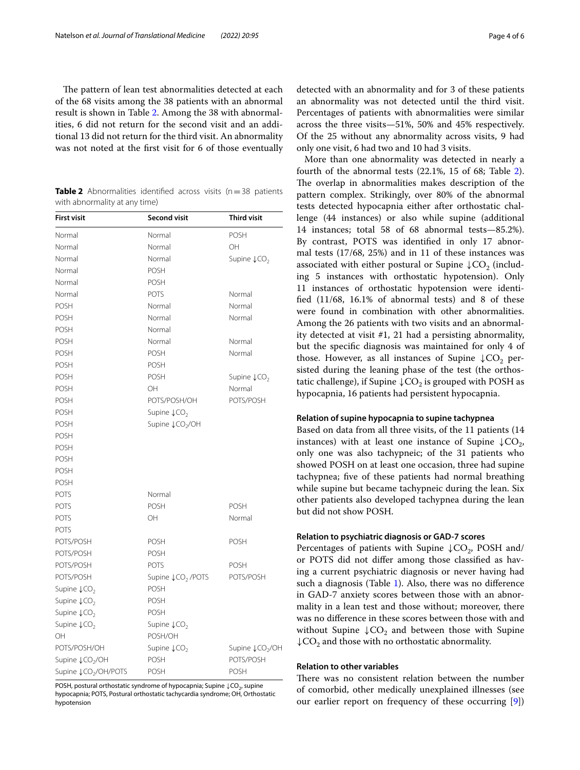The pattern of lean test abnormalities detected at each of the 68 visits among the 38 patients with an abnormal result is shown in Table 2. Among the 38 with abnormalities, 6 did not return for the second visit and an additional 13 did not return for the third visit. An abnormality was not noted at the first visit for 6 of those eventually detected with an abnormality and for 3 of these patients an abnormality was not detected until the third visit. Percentages of patients with abnormalities were similar across the three visits—51%, 50% and 45% respectively. Of the 25 without any abnormality across visits, 9 had only one visit, 6 had two and 10 had 3 visits.

**Table 2** Abnormalities identified across visits (n = 38 patients with abnormality at any time)

| First visit | Second visit | Third visit |
|---|---|---|
| Normal | Normal | POSH |
| Normal | Normal | OH |
| Normal | Normal | Supine $\downarrow CO_2$ |
| Normal | POSH | |
| Normal | POSH | |
| Normal | POTS | Normal |
| POSH | Normal | Normal |
| POSH | Normal | Normal |
| POSH | Normal | |
| POSH | Normal | Normal |
| POSH | POSH | Normal |
| POSH | POSH | |
| POSH | POSH | Supine $\downarrow CO_2$ |
| POSH | OH | Normal |
| POSH | POTS/POSH/OH | POTS/POSH |
| POSH | Supine $\downarrow CO_2$ | |
| POSH | Supine $\downarrow CO_2$/OH | |
| POSH | | |
| POSH | | |
| POSH | | |
| POSH | | |
| POSH | | |
| POTS | Normal | |
| POTS | POSH | POSH |
| POTS | OH | Normal |
| POTS | | |
| POTS/POSH | POSH | POSH |
| POTS/POSH | POSH | |
| POTS/POSH | POTS | POSH |
| POTS/POSH | Supine $\downarrow CO_2$ /POTS | POTS/POSH |
| Supine $\downarrow CO_2$ | POSH | |
| Supine $\downarrow CO_2$ | POSH | |
| Supine $\downarrow CO_2$ | POSH | |
| Supine $\downarrow CO_2$ | Supine $\downarrow CO_2$ | |
| OH | POSH/OH | |
| POTS/POSH/OH | Supine $\downarrow CO_2$ | Supine $\downarrow CO_2$/OH |
| Supine $\downarrow CO_2$/OH | POSH | POTS/POSH |
| Supine $\downarrow CO_2$/OH/POTS | POSH | POSH |

POSH, postural orthostatic syndrome of hypocapnia; Supine $\downarrow CO_2$, supine hypocapnia; POTS, Postural orthostatic tachycardia syndrome; OH, Orthostatic hypotension

More than one abnormality was detected in nearly a fourth of the abnormal tests (22.1%, 15 of 68; Table 2). The overlap in abnormalities makes description of the pattern complex. Strikingly, over 80% of the abnormal tests detected hypocapnia either after orthostatic challenge (44 instances) or also while supine (additional 14 instances; total 58 of 68 abnormal tests—85.2%). By contrast, POTS was identified in only 17 abnormal tests (17/68, 25%) and in 11 of these instances was associated with either postural or Supine $\downarrow CO_2$ (including 5 instances with orthostatic hypotension). Only 11 instances of orthostatic hypotension were identified (11/68, 16.1% of abnormal tests) and 8 of these were found in combination with other abnormalities. Among the 26 patients with two visits and an abnormality detected at visit #1, 21 had a persisting abnormality, but the specific diagnosis was maintained for only 4 of those. However, as all instances of Supine $\downarrow CO_2$ persisted during the leaning phase of the test (the orthostatic challenge), if Supine $\downarrow CO_2$ is grouped with POSH as hypocapnia, 16 patients had persistent hypocapnia.

### Relation of supine hypocapnia to supine tachypnea

Based on data from all three visits, of the 11 patients (14 instances) with at least one instance of Supine $\downarrow CO_2$, only one was also tachypneic; of the 31 patients who showed POSH on at least one occasion, three had supine tachypnea; five of these patients had normal breathing while supine but became tachypneic during the lean. Six other patients also developed tachypnea during the lean but did not show POSH.

### Relation to psychiatric diagnosis or GAD-7 scores

Percentages of patients with Supine $\downarrow CO_2$, POSH and/or POTS did not differ among those classified as having a current psychiatric diagnosis or never having had such a diagnosis (Table 1). Also, there was no difference in GAD-7 anxiety scores between those with an abnormality in a lean test and those without; moreover, there was no difference in these scores between those with and without Supine $\downarrow CO_2$ and between those with Supine $\downarrow CO_2$ and those with no orthostatic abnormality.

### Relation to other variables

There was no consistent relation between the number of comorbid, other medically unexplained illnesses (see our earlier report on frequency of these occurring [9])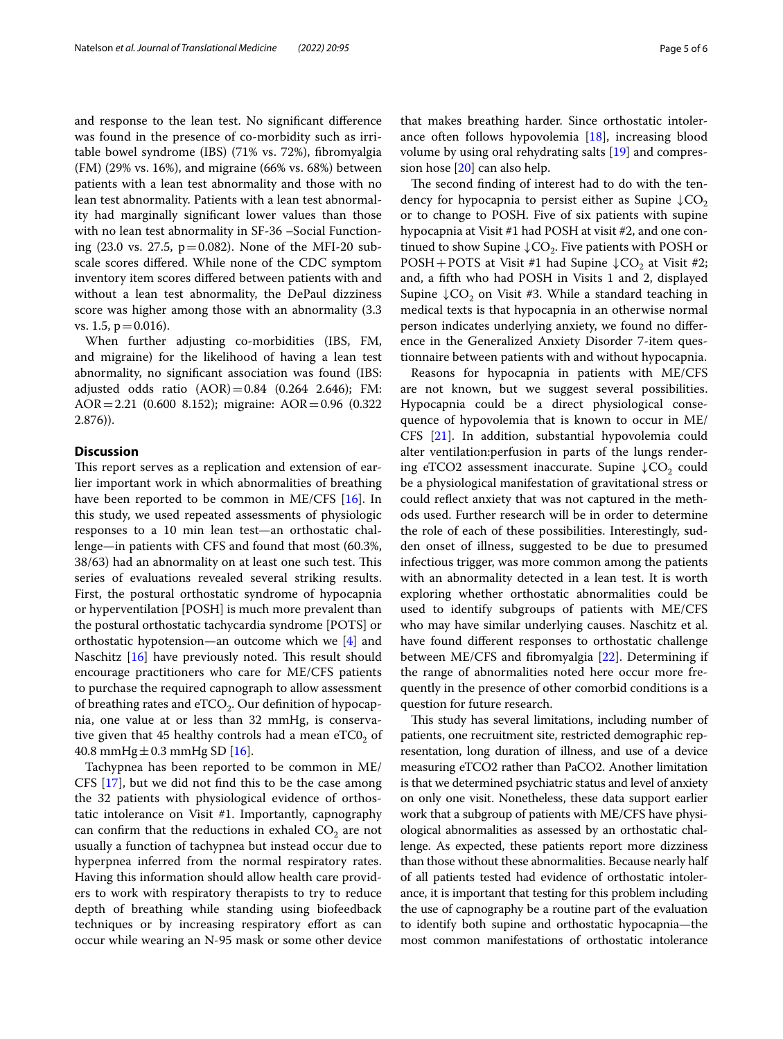and response to the lean test. No significant difference was found in the presence of co-morbidity such as irritable bowel syndrome (IBS) (71% vs. 72%), fibromyalgia (FM) (29% vs. 16%), and migraine (66% vs. 68%) between patients with a lean test abnormality and those with no lean test abnormality. Patients with a lean test abnormality had marginally significant lower values than those with no lean test abnormality in SF-36 –Social Functioning (23.0 vs. 27.5, $p=0.082$). None of the MFI-20 subscale scores differed. While none of the CDC symptom inventory item scores differed between patients with and without a lean test abnormality, the DePaul dizziness score was higher among those with an abnormality (3.3 vs. 1.5, $p=0.016$).

When further adjusting co-morbidities (IBS, FM, and migraine) for the likelihood of having a lean test abnormality, no significant association was found (IBS: adjusted odds ratio (AOR) = 0.84 (0.264 2.646); FM: AOR = 2.21 (0.600 8.152); migraine: AOR = 0.96 (0.322 2.876)).

## Discussion

This report serves as a replication and extension of earlier important work in which abnormalities of breathing have been reported to be common in ME/CFS [16]. In this study, we used repeated assessments of physiologic responses to a 10 min lean test—an orthostatic challenge—in patients with CFS and found that most (60.3%, 38/63) had an abnormality on at least one such test. This series of evaluations revealed several striking results. First, the postural orthostatic syndrome of hypocapnia or hyperventilation [POSH] is much more prevalent than the postural orthostatic tachycardia syndrome [POTS] or orthostatic hypotension—an outcome which we [4] and Naschitz [16] have previously noted. This result should encourage practitioners who care for ME/CFS patients to purchase the required capnograph to allow assessment of breathing rates and $eTCO_2$. Our definition of hypocapnia, one value at or less than 32 mmHg, is conservative given that 45 healthy controls had a mean $eTC0_2$ of 40.8 mmHg ± 0.3 mmHg SD [16].

Tachypnea has been reported to be common in ME/CFS [17], but we did not find this to be the case among the 32 patients with physiological evidence of orthostatic intolerance on Visit #1. Importantly, capnography can confirm that the reductions in exhaled $CO_2$ are not usually a function of tachypnea but instead occur due to hyperpnea inferred from the normal respiratory rates. Having this information should allow health care providers to work with respiratory therapists to try to reduce depth of breathing while standing using biofeedback techniques or by increasing respiratory effort as can occur while wearing an N-95 mask or some other device that makes breathing harder. Since orthostatic intolerance often follows hypovolemia [18], increasing blood volume by using oral rehydrating salts [19] and compression hose [20] can also help.

The second finding of interest had to do with the tendency for hypocapnia to persist either as Supine $\downarrow CO_2$ or to change to POSH. Five of six patients with supine hypocapnia at Visit #1 had POSH at visit #2, and one continued to show Supine $\downarrow CO_2$. Five patients with POSH or POSH + POTS at Visit #1 had Supine $\downarrow CO_2$ at Visit #2; and, a fifth who had POSH in Visits 1 and 2, displayed Supine $\downarrow CO_2$ on Visit #3. While a standard teaching in medical texts is that hypocapnia in an otherwise normal person indicates underlying anxiety, we found no difference in the Generalized Anxiety Disorder 7-item questionnaire between patients with and without hypocapnia.

Reasons for hypocapnia in patients with ME/CFS are not known, but we suggest several possibilities. Hypocapnia could be a direct physiological consequence of hypovolemia that is known to occur in ME/CFS [21]. In addition, substantial hypovolemia could alter ventilation:perfusion in parts of the lungs rendering eTCO2 assessment inaccurate. Supine $\downarrow CO_2$ could be a physiological manifestation of gravitational stress or could reflect anxiety that was not captured in the methods used. Further research will be in order to determine the role of each of these possibilities. Interestingly, sudden onset of illness, suggested to be due to presumed infectious trigger, was more common among the patients with an abnormality detected in a lean test. It is worth exploring whether orthostatic abnormalities could be used to identify subgroups of patients with ME/CFS who may have similar underlying causes. Naschitz et al. have found different responses to orthostatic challenge between ME/CFS and fibromyalgia [22]. Determining if the range of abnormalities noted here occur more frequently in the presence of other comorbid conditions is a question for future research.

This study has several limitations, including number of patients, one recruitment site, restricted demographic representation, long duration of illness, and use of a device measuring eTCO2 rather than PaCO2. Another limitation is that we determined psychiatric status and level of anxiety on only one visit. Nonetheless, these data support earlier work that a subgroup of patients with ME/CFS have physiological abnormalities as assessed by an orthostatic challenge. As expected, these patients report more dizziness than those without these abnormalities. Because nearly half of all patients tested had evidence of orthostatic intolerance, it is important that testing for this problem including the use of capnography be a routine part of the evaluation to identify both supine and orthostatic hypocapnia—the most common manifestations of orthostatic intolerance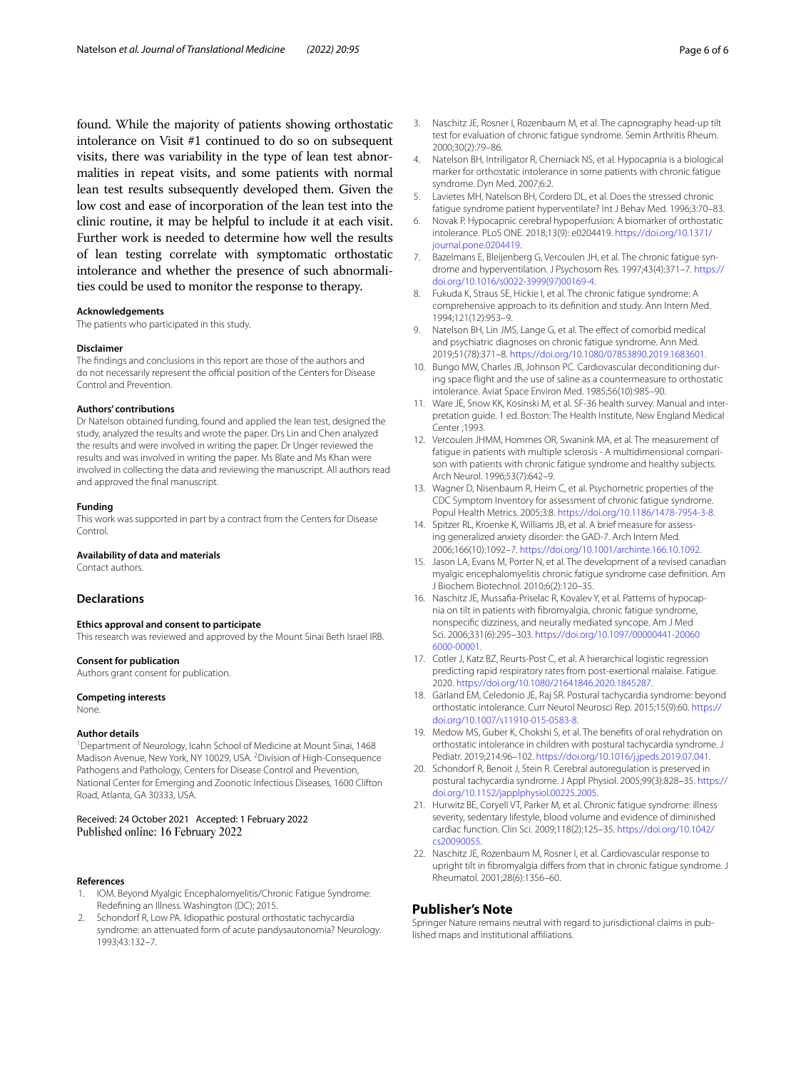found. While the majority of patients showing orthostatic intolerance on Visit #1 continued to do so on subsequent visits, there was variability in the type of lean test abnormalities in repeat visits, and some patients with normal lean test results subsequently developed them. Given the low cost and ease of incorporation of the lean test into the clinic routine, it may be helpful to include it at each visit. Further work is needed to determine how well the results of lean testing correlate with symptomatic orthostatic intolerance and whether the presence of such abnormalities could be used to monitor the response to therapy.

#### Acknowledgements
The patients who participated in this study.

#### Disclaimer
The findings and conclusions in this report are those of the authors and do not necessarily represent the official position of the Centers for Disease Control and Prevention.

#### Authors' contributions
Dr Natelson obtained funding, found and applied the lean test, designed the study, analyzed the results and wrote the paper. Drs Lin and Chen analyzed the results and were involved in writing the paper. Dr Unger reviewed the results and was involved in writing the paper. Ms Blate and Ms Khan were involved in collecting the data and reviewing the manuscript. All authors read and approved the final manuscript.

#### Funding
This work was supported in part by a contract from the Centers for Disease Control.

#### Availability of data and materials
Contact authors.

## Declarations

#### Ethics approval and consent to participate
This research was reviewed and approved by the Mount Sinai Beth Israel IRB.

#### Consent for publication
Authors grant consent for publication.

#### Competing interests
None.

#### Author details
[1]Department of Neurology, Icahn School of Medicine at Mount Sinai, 1468 Madison Avenue, New York, NY 10029, USA. [2]Division of High-Consequence Pathogens and Pathology, Centers for Disease Control and Prevention, National Center for Emerging and Zoonotic Infectious Diseases, 1600 Clifton Road, Atlanta, GA 30333, USA.

Received: 24 October 2021 Accepted: 1 February 2022
Published online: 16 February 2022

#### References
1. IOM. Beyond Myalgic Encephalomyelitis/Chronic Fatigue Syndrome: Redefining an Illness. Washington (DC); 2015.
2. Schondorf R, Low PA. Idiopathic postural orthostatic tachycardia syndrome: an attenuated form of acute pandysautonomia? Neurology. 1993;43:132–7.
3. Naschitz JE, Rosner I, Rozenbaum M, et al. The capnography head-up tilt test for evaluation of chronic fatigue syndrome. Semin Arthritis Rheum. 2000;30(2):79–86.
4. Natelson BH, Intriligator R, Cherniack NS, et al. Hypocapnia is a biological marker for orthostatic intolerance in some patients with chronic fatigue syndrome. Dyn Med. 2007;6:2.
5. Lavietes MH, Natelson BH, Cordero DL, et al. Does the stressed chronic fatigue syndrome patient hyperventilate? Int J Behav Med. 1996;3:70–83.
6. Novak P. Hypocapnic cerebral hypoperfusion: A biomarker of orthostatic intolerance. PLoS ONE. 2018;13(9): e0204419. https://doi.org/10.1371/journal.pone.0204419.
7. Bazelmans E, Bleijenberg G, Vercoulen JH, et al. The chronic fatigue syndrome and hyperventilation. J Psychosom Res. 1997;43(4):371–7. https://doi.org/10.1016/s0022-3999(97)00169-4.
8. Fukuda K, Straus SE, Hickie I, et al. The chronic fatigue syndrome: A comprehensive approach to its definition and study. Ann Intern Med. 1994;121(12):953–9.
9. Natelson BH, Lin JMS, Lange G, et al. The effect of comorbid medical and psychiatric diagnoses on chronic fatigue syndrome. Ann Med. 2019;51(78):371–8. https://doi.org/10.1080/07853890.2019.1683601.
10. Bungo MW, Charles JB, Johnson PC. Cardiovascular deconditioning during space flight and the use of saline as a countermeasure to orthostatic intolerance. Aviat Space Environ Med. 1985;56(10):985–90.
11. Ware JE, Snow KK, Kosinski M, et al. SF-36 health survey. Manual and interpretation guide. 1 ed. Boston: The Health Institute, New England Medical Center ;1993.
12. Vercoulen JHMM, Hommes OR, Swanink MA, et al. The measurement of fatigue in patients with multiple sclerosis - A multidimensional comparison with patients with chronic fatigue syndrome and healthy subjects. Arch Neurol. 1996;53(7):642–9.
13. Wagner D, Nisenbaum R, Heim C, et al. Psychometric properties of the CDC Symptom Inventory for assessment of chronic fatigue syndrome. Popul Health Metrics. 2005;3:8. https://doi.org/10.1186/1478-7954-3-8.
14. Spitzer RL, Kroenke K, Williams JB, et al. A brief measure for assessing generalized anxiety disorder: the GAD-7. Arch Intern Med. 2006;166(10):1092–7. https://doi.org/10.1001/archinte.166.10.1092.
15. Jason LA, Evans M, Porter N, et al. The development of a revised canadian myalgic encephalomyelitis chronic fatigue syndrome case definition. Am J Biochem Biotechnol. 2010;6(2):120–35.
16. Naschitz JE, Mussafia-Priselac R, Kovalev Y, et al. Patterns of hypocapnia on tilt in patients with fibromyalgia, chronic fatigue syndrome, nonspecific dizziness, and neurally mediated syncope. Am J Med Sci. 2006;331(6):295–303. https://doi.org/10.1097/00000441-200606000-00001.
17. Cotler J, Katz BZ, Reurts-Post C, et al. A hierarchical logistic regression predicting rapid respiratory rates from post-exertional malaise. Fatigue. 2020. https://doi.org/10.1080/21641846.2020.1845287.
18. Garland EM, Celedonio JE, Raj SR. Postural tachycardia syndrome: beyond orthostatic intolerance. Curr Neurol Neurosci Rep. 2015;15(9):60. https://doi.org/10.1007/s11910-015-0583-8.
19. Medow MS, Guber K, Chokshi S, et al. The benefits of oral rehydration on orthostatic intolerance in children with postural tachycardia syndrome. J Pediatr. 2019;214:96–102. https://doi.org/10.1016/j.jpeds.2019.07.041.
20. Schondorf R, Benoit J, Stein R. Cerebral autoregulation is preserved in postural tachycardia syndrome. J Appl Physiol. 2005;99(3):828–35. https://doi.org/10.1152/japplphysiol.00225.2005.
21. Hurwitz BE, Coryell VT, Parker M, et al. Chronic fatigue syndrome: illness severity, sedentary lifestyle, blood volume and evidence of diminished cardiac function. Clin Sci. 2009;118(2):125–35. https://doi.org/10.1042/cs20090055.
22. Naschitz JE, Rozenbaum M, Rosner I, et al. Cardiovascular response to upright tilt in fibromyalgia differs from that in chronic fatigue syndrome. J Rheumatol. 2001;28(6):1356–60.

## Publisher's Note
Springer Nature remains neutral with regard to jurisdictional claims in published maps and institutional affiliations.